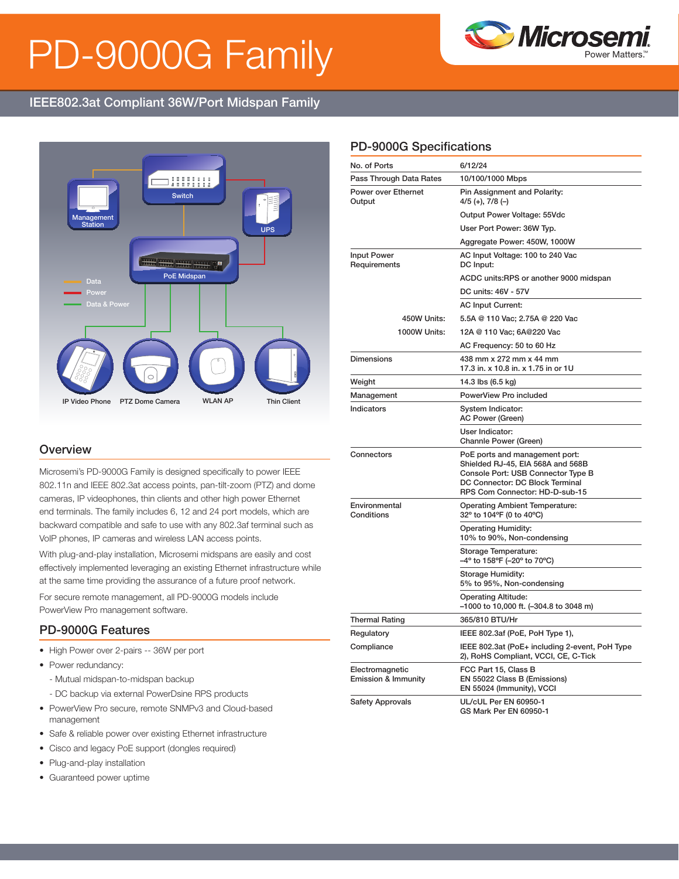# PD-9000G Family

## IEEE802.3at Compliant 36W/Port Midspan Family

## Overview

Microsemi's PD-9000G Family is designed specifically to power IEEE 802.11n and IEEE 802.3at access points, pan-tilt-zoom (PTZ) and dome cameras, IP videophones, thin clients and other high power Ethernet end terminals. The family includes 6, 12 and 24 port models, which are backward compatible and safe to use with any 802.3af terminal such as VoIP phones, IP cameras and wireless LAN access points.

With plug-and-play installation, Microsemi midspans are easily and cost effectively implemented leveraging an existing Ethernet infrastructure while at the same time providing the assurance of a future proof network.

For secure remote management, all PD-9000G models include PowerView Pro management software.

## PD-9000G Features

- High Power over 2-pairs -- 36W per port
- Power redundancy:
  - Mutual midspan-to-midspan backup
  - DC backup via external PowerDsine RPS products
- PowerView Pro secure, remote SNMPv3 and Cloud-based management
- Safe & reliable power over existing Ethernet infrastructure
- Cisco and legacy PoE support (dongles required)
- Plug-and-play installation
- Guaranteed power uptime

## PD-9000G Specifications

| | |
|---|---|
| No. of Ports | 6/12/24 |
| Pass Through Data Rates | 10/100/1000 Mbps |
| Power over Ethernet Output | Pin Assignment and Polarity: 4/5 (+), 7/8 (–) |
| | Output Power Voltage: 55Vdc |
| | User Port Power: 36W Typ. |
| | Aggregate Power: 450W, 1000W |
| Input Power Requirements | AC Input Voltage: 100 to 240 Vac<br>DC Input: |
| | ACDC units:RPS or another 9000 midspan |
| | DC units: 46V - 57V |
| | AC Input Current: |
| 450W Units: | 5.5A @ 110 Vac; 2.75A @ 220 Vac |
| 1000W Units: | 12A @ 110 Vac; 6A@220 Vac |
| | AC Frequency: 50 to 60 Hz |
| Dimensions | 438 mm x 272 mm x 44 mm<br>17.3 in. x 10.8 in. x 1.75 in or 1U |
| Weight | 14.3 lbs (6.5 kg) |
| Management | PowerView Pro included |
| Indicators | System Indicator:<br>AC Power (Green) |
| | User Indicator:<br>Channle Power (Green) |
| Connectors | PoE ports and management port:<br>Shielded RJ-45, EIA 568A and 568B<br>Console Port: USB Connector Type B<br>DC Connector: DC Block Terminal<br>RPS Com Connector: HD-D-sub-15 |
| Environmental Conditions | Operating Ambient Temperature:<br>32° to 104°F (0 to 40°C) |
| | Operating Humidity:<br>10% to 90%, Non-condensing |
| | Storage Temperature:<br>–4° to 158°F (–20° to 70°C) |
| | Storage Humidity:<br>5% to 95%, Non-condensing |
| | Operating Altitude:<br>–1000 to 10,000 ft. (–304.8 to 3048 m) |
| Thermal Rating | 365/810 BTU/Hr |
| Regulatory Compliance | IEEE 802.3af (PoE, PoH Type 1),<br>IEEE 802.3at (PoE+ including 2-event, PoH Type 2), RoHS Compliant, VCCI, CE, C-Tick |
| Electromagnetic Emission & Immunity | FCC Part 15, Class B<br>EN 55022 Class B (Emissions)<br>EN 55024 (Immunity), VCCI |
| Safety Approvals | UL/cUL Per EN 60950-1<br>GS Mark Per EN 60950-1 |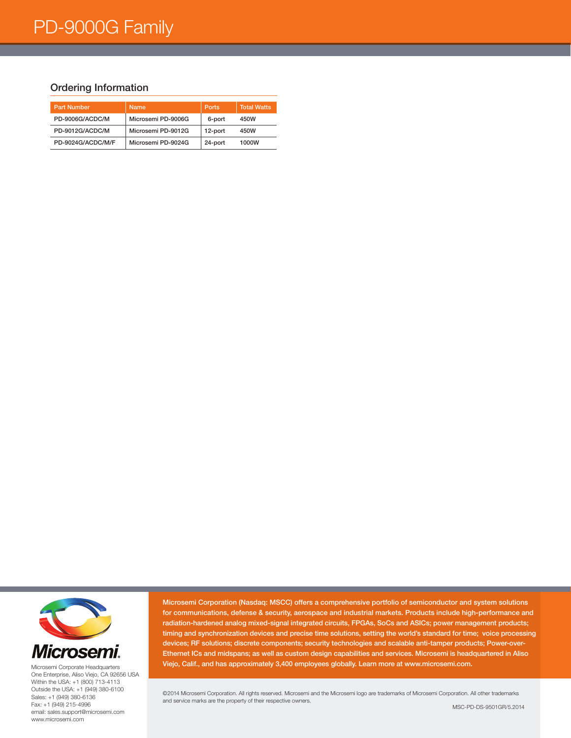## Ordering Information

| Part Number | Name | Ports | Total Watts |
|---|---|---|---|
| PD-9006G/ACDC/M | Microsemi PD-9006G | 6-port | 450W |
| PD-9012G/ACDC/M | Microsemi PD-9012G | 12-port | 450W |
| PD-9024G/ACDC/M/F | Microsemi PD-9024G | 24-port | 1000W |

Microsemi Corporate Headquarters
One Enterprise, Aliso Viejo, CA 92656 USA
Within the USA: +1 (800) 713-4113
Outside the USA: +1 (949) 380-6100
Sales: +1 (949) 380-6136
Fax: +1 (949) 215-4996
email: sales.support@microsemi.com
www.microsemi.com

**Microsemi Corporation (Nasdaq: MSCC) offers a comprehensive portfolio of semiconductor and system solutions for communications, defense & security, aerospace and industrial markets. Products include high-performance and radiation-hardened analog mixed-signal integrated circuits, FPGAs, SoCs and ASICs; power management products; timing and synchronization devices and precise time solutions, setting the world's standard for time; voice processing devices; RF solutions; discrete components; security technologies and scalable anti-tamper products; Power-over-Ethernet ICs and midspans; as well as custom design capabilities and services. Microsemi is headquartered in Aliso Viejo, Calif., and has approximately 3,400 employees globally. Learn more at www.microsemi.com.**

©2014 Microsemi Corporation. All rights reserved. Microsemi and the Microsemi logo are trademarks of Microsemi Corporation. All other trademarks and service marks are the property of their respective owners.

MSC-PD-DS-9501GR/5.2014